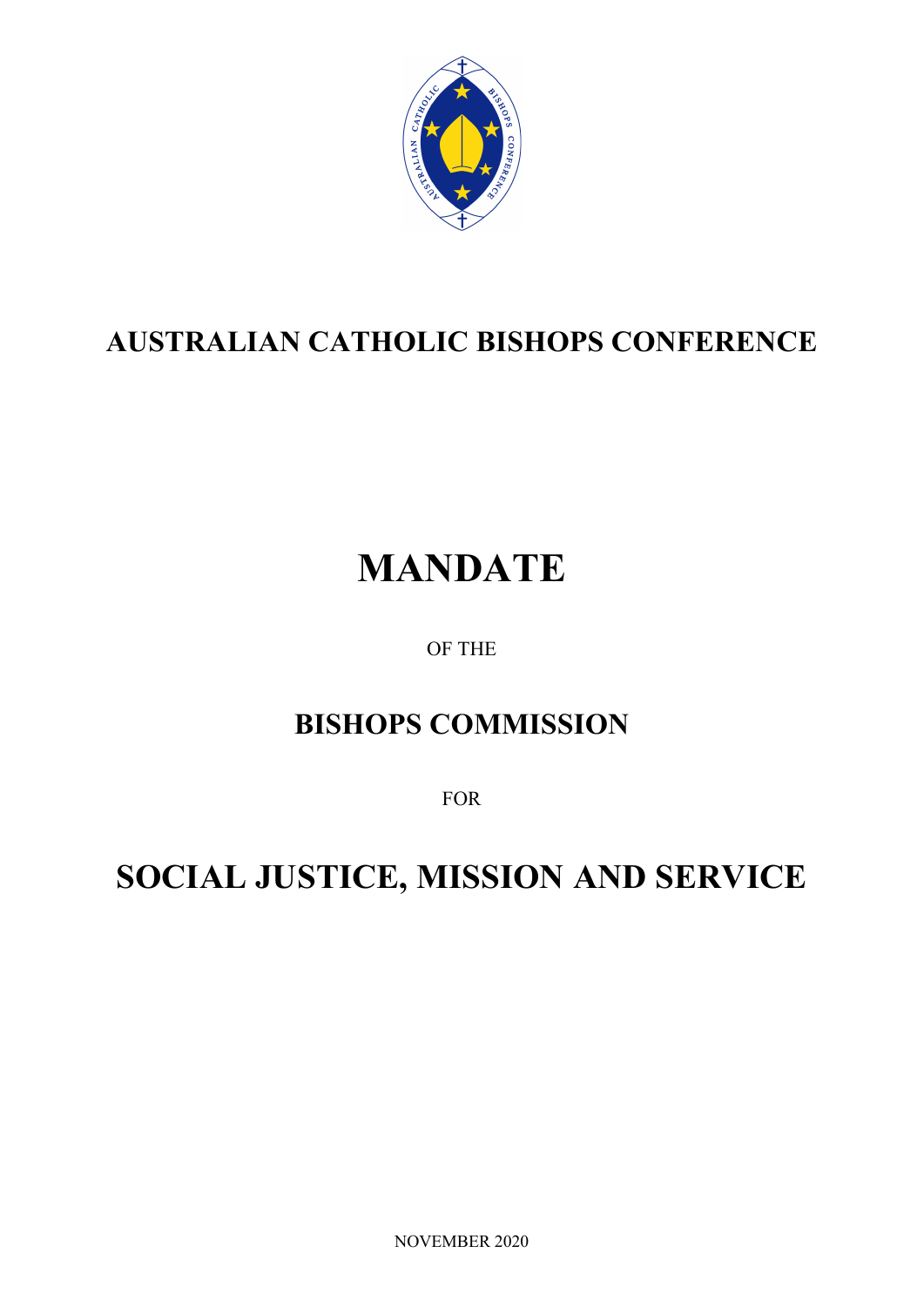# AUSTRALIAN CATHOLIC BISHOPS CONFERENCE

# MANDATE

OF THE

## BISHOPS COMMISSION

FOR

# SOCIAL JUSTICE, MISSION AND SERVICE

NOVEMBER 2020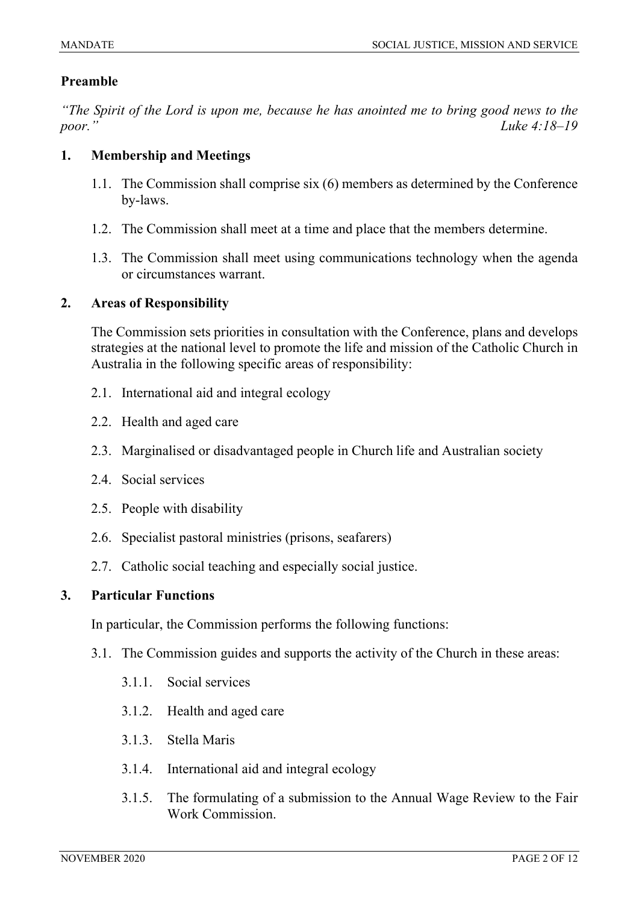## Preamble

*"The Spirit of the Lord is upon me, because he has anointed me to bring good news to the poor."* Luke 4:18–19

## 1. Membership and Meetings

1.1. The Commission shall comprise six (6) members as determined by the Conference by-laws.

1.2. The Commission shall meet at a time and place that the members determine.

1.3. The Commission shall meet using communications technology when the agenda or circumstances warrant.

## 2. Areas of Responsibility

The Commission sets priorities in consultation with the Conference, plans and develops strategies at the national level to promote the life and mission of the Catholic Church in Australia in the following specific areas of responsibility:

2.1. International aid and integral ecology

2.2. Health and aged care

2.3. Marginalised or disadvantaged people in Church life and Australian society

2.4. Social services

2.5. People with disability

2.6. Specialist pastoral ministries (prisons, seafarers)

2.7. Catholic social teaching and especially social justice.

## 3. Particular Functions

In particular, the Commission performs the following functions:

3.1. The Commission guides and supports the activity of the Church in these areas:

3.1.1. Social services

3.1.2. Health and aged care

3.1.3. Stella Maris

3.1.4. International aid and integral ecology

3.1.5. The formulating of a submission to the Annual Wage Review to the Fair Work Commission.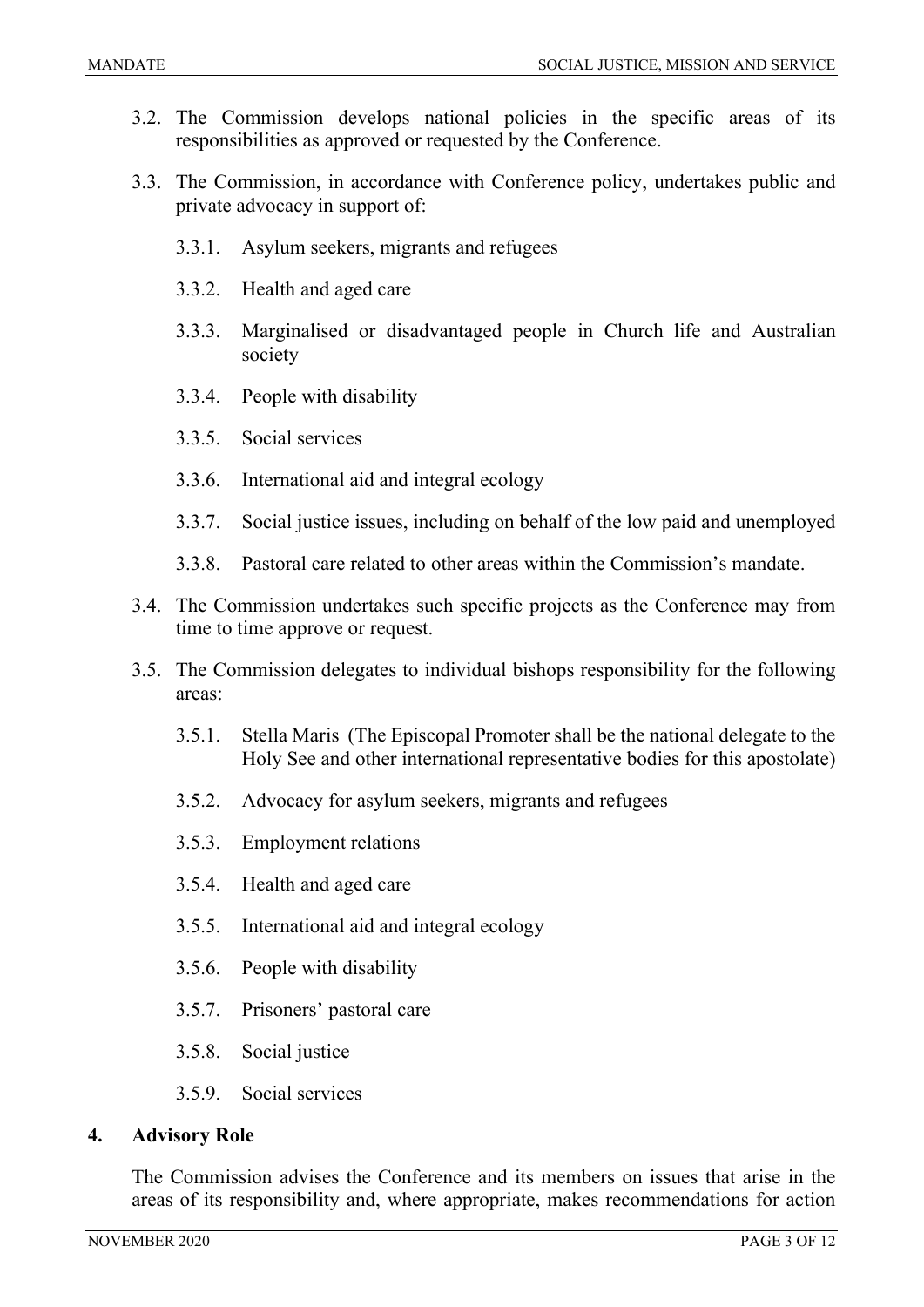3.2. The Commission develops national policies in the specific areas of its responsibilities as approved or requested by the Conference.

3.3. The Commission, in accordance with Conference policy, undertakes public and private advocacy in support of:

- 3.3.1. Asylum seekers, migrants and refugees
- 3.3.2. Health and aged care
- 3.3.3. Marginalised or disadvantaged people in Church life and Australian society
- 3.3.4. People with disability
- 3.3.5. Social services
- 3.3.6. International aid and integral ecology
- 3.3.7. Social justice issues, including on behalf of the low paid and unemployed
- 3.3.8. Pastoral care related to other areas within the Commission's mandate.

3.4. The Commission undertakes such specific projects as the Conference may from time to time approve or request.

3.5. The Commission delegates to individual bishops responsibility for the following areas:

- 3.5.1. Stella Maris (The Episcopal Promoter shall be the national delegate to the Holy See and other international representative bodies for this apostolate)
- 3.5.2. Advocacy for asylum seekers, migrants and refugees
- 3.5.3. Employment relations
- 3.5.4. Health and aged care
- 3.5.5. International aid and integral ecology
- 3.5.6. People with disability
- 3.5.7. Prisoners' pastoral care
- 3.5.8. Social justice
- 3.5.9. Social services

## 4. Advisory Role

The Commission advises the Conference and its members on issues that arise in the areas of its responsibility and, where appropriate, makes recommendations for action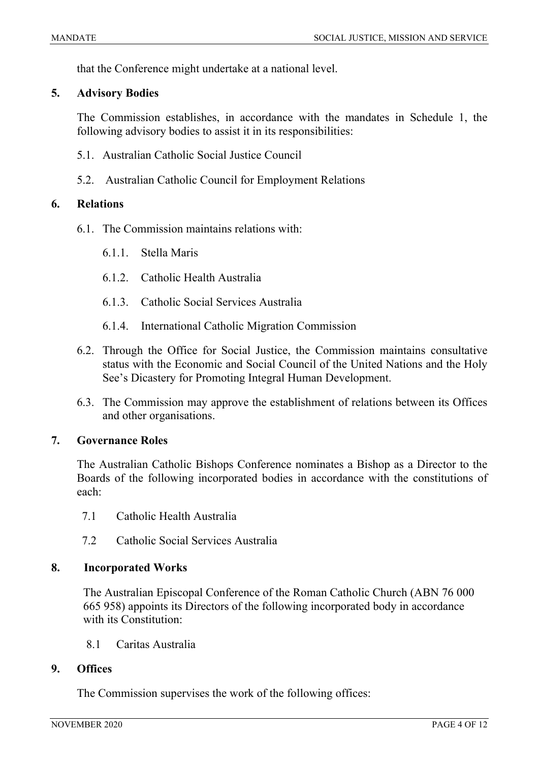that the Conference might undertake at a national level.

## 5. Advisory Bodies

The Commission establishes, in accordance with the mandates in Schedule 1, the following advisory bodies to assist it in its responsibilities:

5.1. Australian Catholic Social Justice Council

5.2. Australian Catholic Council for Employment Relations

## 6. Relations

6.1. The Commission maintains relations with:

6.1.1. Stella Maris

6.1.2. Catholic Health Australia

6.1.3. Catholic Social Services Australia

6.1.4. International Catholic Migration Commission

6.2. Through the Office for Social Justice, the Commission maintains consultative status with the Economic and Social Council of the United Nations and the Holy See's Dicastery for Promoting Integral Human Development.

6.3. The Commission may approve the establishment of relations between its Offices and other organisations.

## 7. Governance Roles

The Australian Catholic Bishops Conference nominates a Bishop as a Director to the Boards of the following incorporated bodies in accordance with the constitutions of each:

7.1 Catholic Health Australia

7.2 Catholic Social Services Australia

## 8. Incorporated Works

The Australian Episcopal Conference of the Roman Catholic Church (ABN 76 000 665 958) appoints its Directors of the following incorporated body in accordance with its Constitution:

8.1 Caritas Australia

## 9. Offices

The Commission supervises the work of the following offices: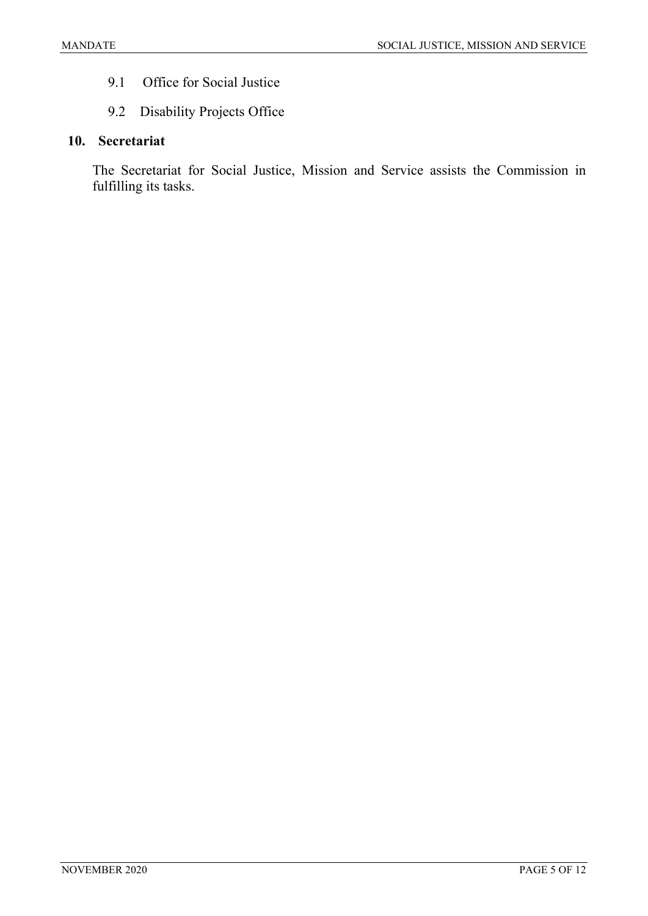9.1 Office for Social Justice

9.2 Disability Projects Office

## 10. Secretariat

The Secretariat for Social Justice, Mission and Service assists the Commission in fulfilling its tasks.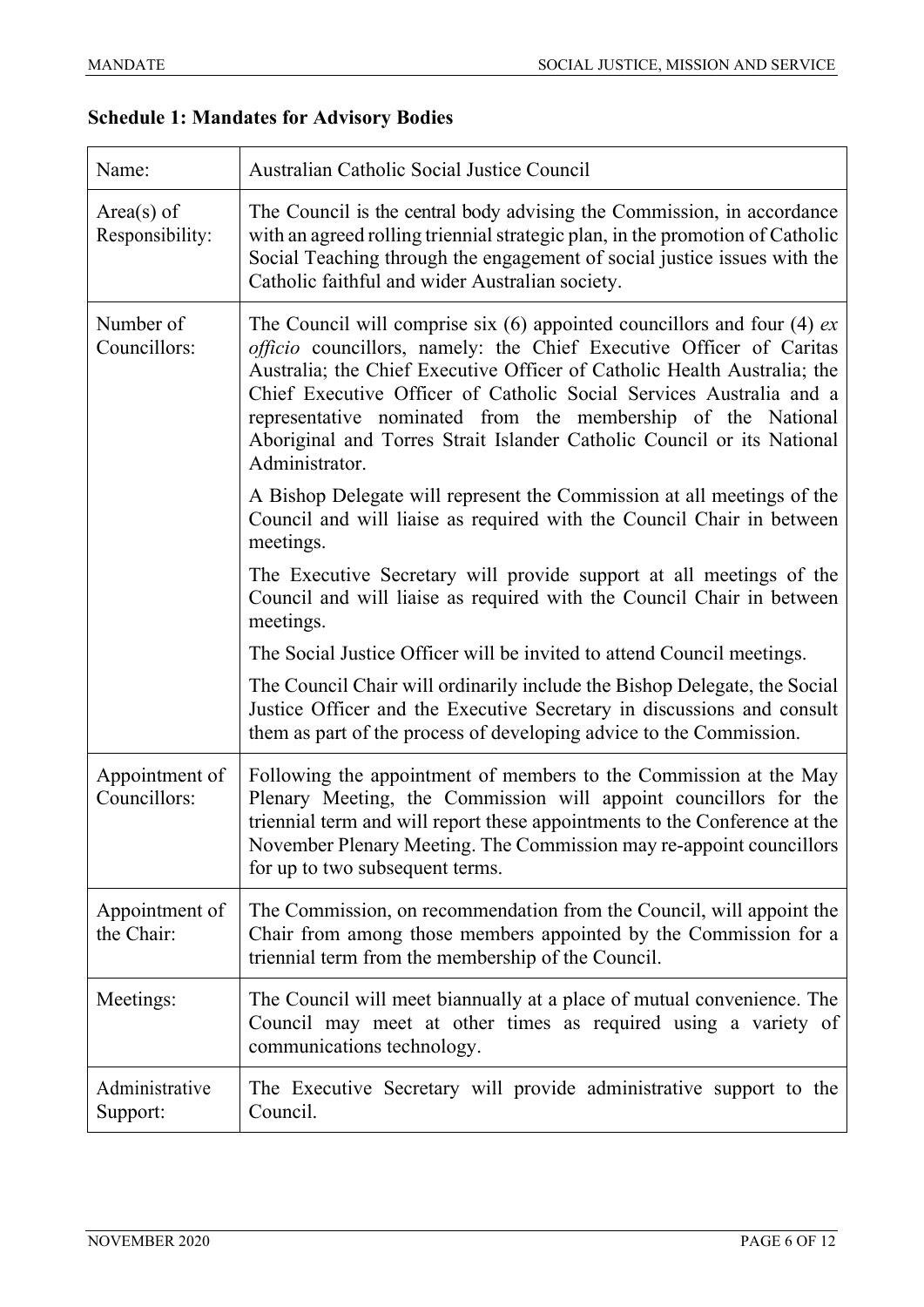## Schedule 1: Mandates for Advisory Bodies

| | |
|---|---|
| Name: | Australian Catholic Social Justice Council |
| Area(s) of Responsibility: | The Council is the central body advising the Commission, in accordance with an agreed rolling triennial strategic plan, in the promotion of Catholic Social Teaching through the engagement of social justice issues with the Catholic faithful and wider Australian society. |
| Number of Councillors: | The Council will comprise six (6) appointed councillors and four (4) *ex officio* councillors, namely: the Chief Executive Officer of Caritas Australia; the Chief Executive Officer of Catholic Health Australia; the Chief Executive Officer of Catholic Social Services Australia and a representative nominated from the membership of the National Aboriginal and Torres Strait Islander Catholic Council or its National Administrator.<br><br>A Bishop Delegate will represent the Commission at all meetings of the Council and will liaise as required with the Council Chair in between meetings.<br><br>The Executive Secretary will provide support at all meetings of the Council and will liaise as required with the Council Chair in between meetings.<br><br>The Social Justice Officer will be invited to attend Council meetings.<br><br>The Council Chair will ordinarily include the Bishop Delegate, the Social Justice Officer and the Executive Secretary in discussions and consult them as part of the process of developing advice to the Commission. |
| Appointment of Councillors: | Following the appointment of members to the Commission at the May Plenary Meeting, the Commission will appoint councillors for the triennial term and will report these appointments to the Conference at the November Plenary Meeting. The Commission may re-appoint councillors for up to two subsequent terms. |
| Appointment of the Chair: | The Commission, on recommendation from the Council, will appoint the Chair from among those members appointed by the Commission for a triennial term from the membership of the Council. |
| Meetings: | The Council will meet biannually at a place of mutual convenience. The Council may meet at other times as required using a variety of communications technology. |
| Administrative Support: | The Executive Secretary will provide administrative support to the Council. |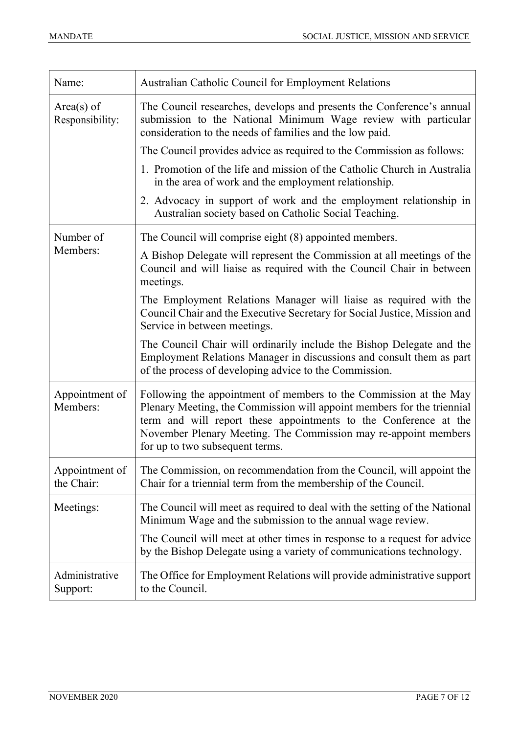| Name: | Australian Catholic Council for Employment Relations |
|---|---|
| Area(s) of Responsibility: | The Council researches, develops and presents the Conference's annual submission to the National Minimum Wage review with particular consideration to the needs of families and the low paid.<br><br>The Council provides advice as required to the Commission as follows:<br><br>1. Promotion of the life and mission of the Catholic Church in Australia in the area of work and the employment relationship.<br>2. Advocacy in support of work and the employment relationship in Australian society based on Catholic Social Teaching. |
| Number of Members: | The Council will comprise eight (8) appointed members.<br><br>A Bishop Delegate will represent the Commission at all meetings of the Council and will liaise as required with the Council Chair in between meetings.<br><br>The Employment Relations Manager will liaise as required with the Council Chair and the Executive Secretary for Social Justice, Mission and Service in between meetings.<br><br>The Council Chair will ordinarily include the Bishop Delegate and the Employment Relations Manager in discussions and consult them as part of the process of developing advice to the Commission. |
| Appointment of Members: | Following the appointment of members to the Commission at the May Plenary Meeting, the Commission will appoint members for the triennial term and will report these appointments to the Conference at the November Plenary Meeting. The Commission may re-appoint members for up to two subsequent terms. |
| Appointment of the Chair: | The Commission, on recommendation from the Council, will appoint the Chair for a triennial term from the membership of the Council. |
| Meetings: | The Council will meet as required to deal with the setting of the National Minimum Wage and the submission to the annual wage review.<br><br>The Council will meet at other times in response to a request for advice by the Bishop Delegate using a variety of communications technology. |
| Administrative Support: | The Office for Employment Relations will provide administrative support to the Council. |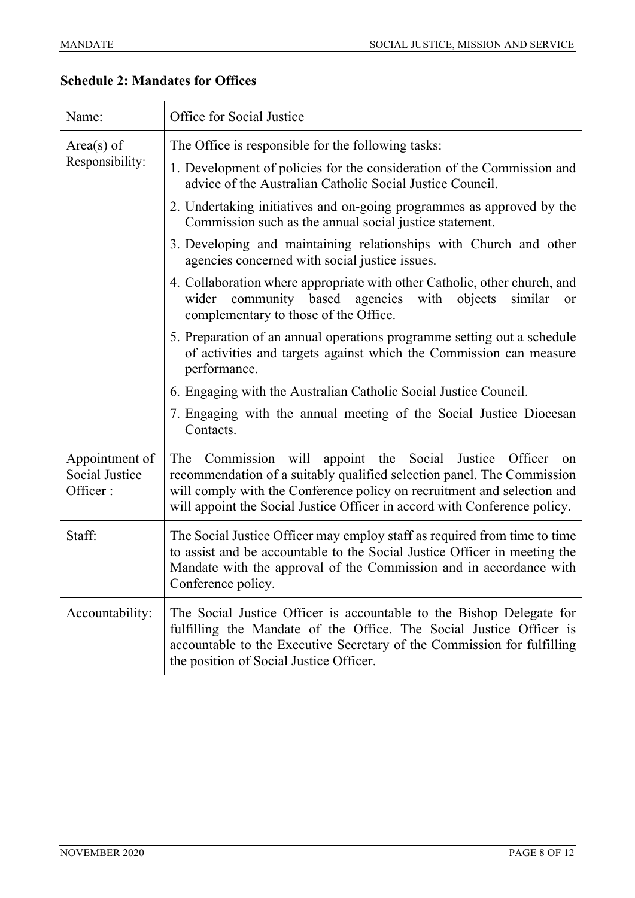**Schedule 2: Mandates for Offices**

| Name: | Office for Social Justice |
|---|---|
| Area(s) of Responsibility: | The Office is responsible for the following tasks:<br>1. Development of policies for the consideration of the Commission and advice of the Australian Catholic Social Justice Council.<br>2. Undertaking initiatives and on-going programmes as approved by the Commission such as the annual social justice statement.<br>3. Developing and maintaining relationships with Church and other agencies concerned with social justice issues.<br>4. Collaboration where appropriate with other Catholic, other church, and wider community based agencies with objects similar or complementary to those of the Office.<br>5. Preparation of an annual operations programme setting out a schedule of activities and targets against which the Commission can measure performance.<br>6. Engaging with the Australian Catholic Social Justice Council.<br>7. Engaging with the annual meeting of the Social Justice Diocesan Contacts. |
| Appointment of Social Justice Officer : | The Commission will appoint the Social Justice Officer on recommendation of a suitably qualified selection panel. The Commission will comply with the Conference policy on recruitment and selection and will appoint the Social Justice Officer in accord with Conference policy. |
| Staff: | The Social Justice Officer may employ staff as required from time to time to assist and be accountable to the Social Justice Officer in meeting the Mandate with the approval of the Commission and in accordance with Conference policy. |
| Accountability: | The Social Justice Officer is accountable to the Bishop Delegate for fulfilling the Mandate of the Office. The Social Justice Officer is accountable to the Executive Secretary of the Commission for fulfilling the position of Social Justice Officer. |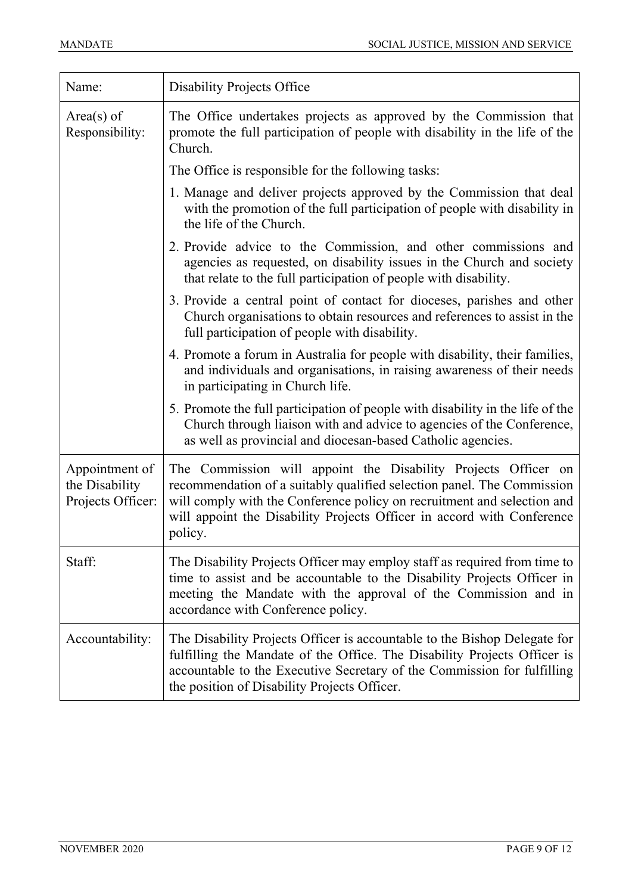| Name: | Disability Projects Office |
|---|---|
| Area(s) of Responsibility: | The Office undertakes projects as approved by the Commission that promote the full participation of people with disability in the life of the Church.<br><br>The Office is responsible for the following tasks:<br><br>1. Manage and deliver projects approved by the Commission that deal with the promotion of the full participation of people with disability in the life of the Church.<br><br>2. Provide advice to the Commission, and other commissions and agencies as requested, on disability issues in the Church and society that relate to the full participation of people with disability.<br><br>3. Provide a central point of contact for dioceses, parishes and other Church organisations to obtain resources and references to assist in the full participation of people with disability.<br><br>4. Promote a forum in Australia for people with disability, their families, and individuals and organisations, in raising awareness of their needs in participating in Church life.<br><br>5. Promote the full participation of people with disability in the life of the Church through liaison with and advice to agencies of the Conference, as well as provincial and diocesan-based Catholic agencies. |
| Appointment of the Disability Projects Officer: | The Commission will appoint the Disability Projects Officer on recommendation of a suitably qualified selection panel. The Commission will comply with the Conference policy on recruitment and selection and will appoint the Disability Projects Officer in accord with Conference policy. |
| Staff: | The Disability Projects Officer may employ staff as required from time to time to assist and be accountable to the Disability Projects Officer in meeting the Mandate with the approval of the Commission and in accordance with Conference policy. |
| Accountability: | The Disability Projects Officer is accountable to the Bishop Delegate for fulfilling the Mandate of the Office. The Disability Projects Officer is accountable to the Executive Secretary of the Commission for fulfilling the position of Disability Projects Officer. |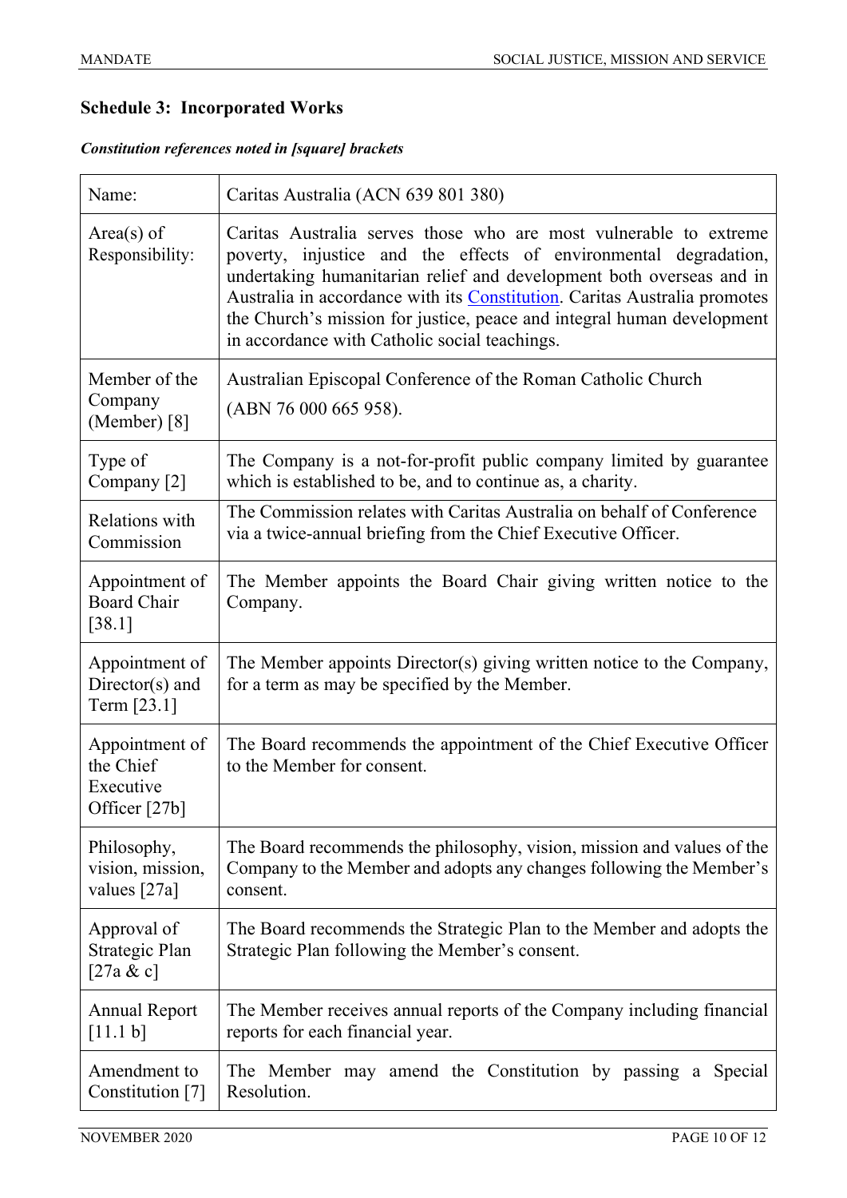## Schedule 3: Incorporated Works

***Constitution references noted in [square] brackets***

| Name: | Caritas Australia (ACN 639 801 380) |
|---|---|
| Area(s) of Responsibility: | Caritas Australia serves those who are most vulnerable to extreme poverty, injustice and the effects of environmental degradation, undertaking humanitarian relief and development both overseas and in Australia in accordance with its Constitution. Caritas Australia promotes the Church's mission for justice, peace and integral human development in accordance with Catholic social teachings. |
| Member of the Company (Member) [8] | Australian Episcopal Conference of the Roman Catholic Church (ABN 76 000 665 958). |
| Type of Company [2] | The Company is a not-for-profit public company limited by guarantee which is established to be, and to continue as, a charity. |
| Relations with Commission | The Commission relates with Caritas Australia on behalf of Conference via a twice-annual briefing from the Chief Executive Officer. |
| Appointment of Board Chair [38.1] | The Member appoints the Board Chair giving written notice to the Company. |
| Appointment of Director(s) and Term [23.1] | The Member appoints Director(s) giving written notice to the Company, for a term as may be specified by the Member. |
| Appointment of the Chief Executive Officer [27b] | The Board recommends the appointment of the Chief Executive Officer to the Member for consent. |
| Philosophy, vision, mission, values [27a] | The Board recommends the philosophy, vision, mission and values of the Company to the Member and adopts any changes following the Member's consent. |
| Approval of Strategic Plan [27a & c] | The Board recommends the Strategic Plan to the Member and adopts the Strategic Plan following the Member's consent. |
| Annual Report [11.1 b] | The Member receives annual reports of the Company including financial reports for each financial year. |
| Amendment to Constitution [7] | The Member may amend the Constitution by passing a Special Resolution. |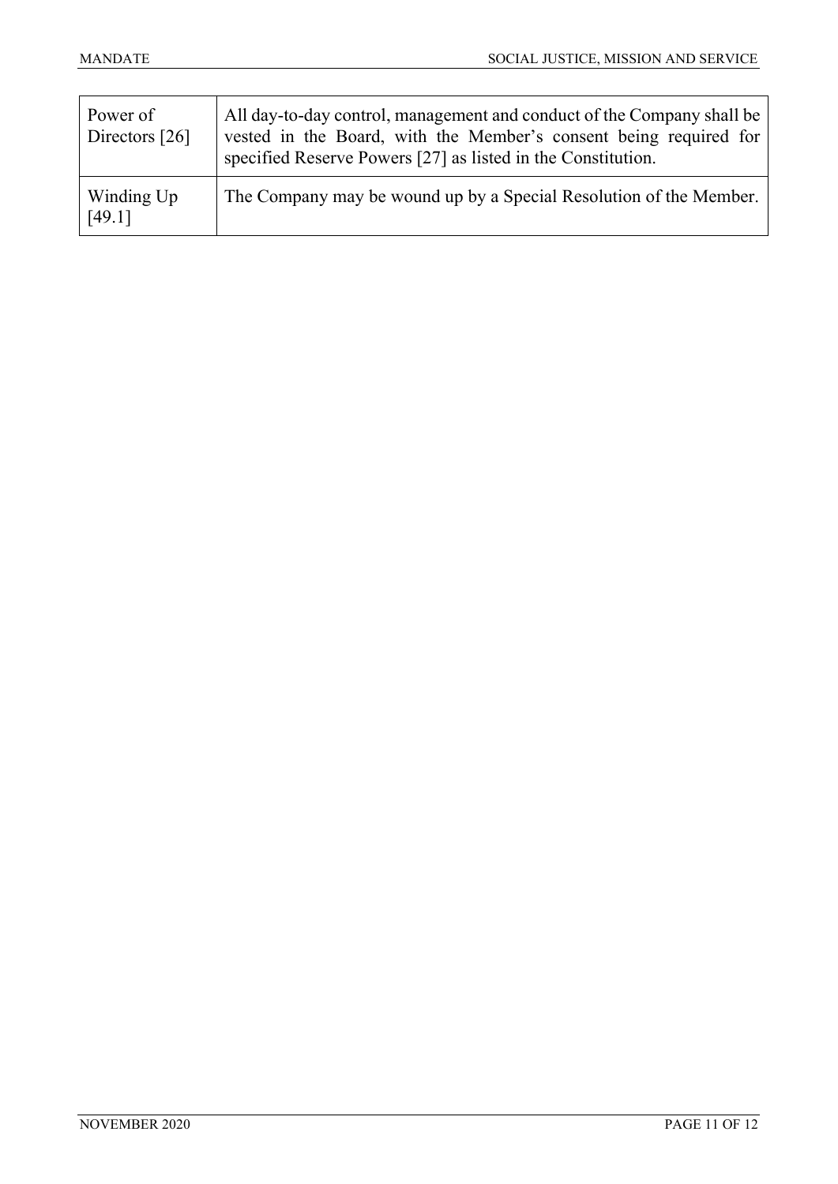| | |
|---|---|
| Power of Directors [26] | All day-to-day control, management and conduct of the Company shall be vested in the Board, with the Member's consent being required for specified Reserve Powers [27] as listed in the Constitution. |
| Winding Up [49.1] | The Company may be wound up by a Special Resolution of the Member. |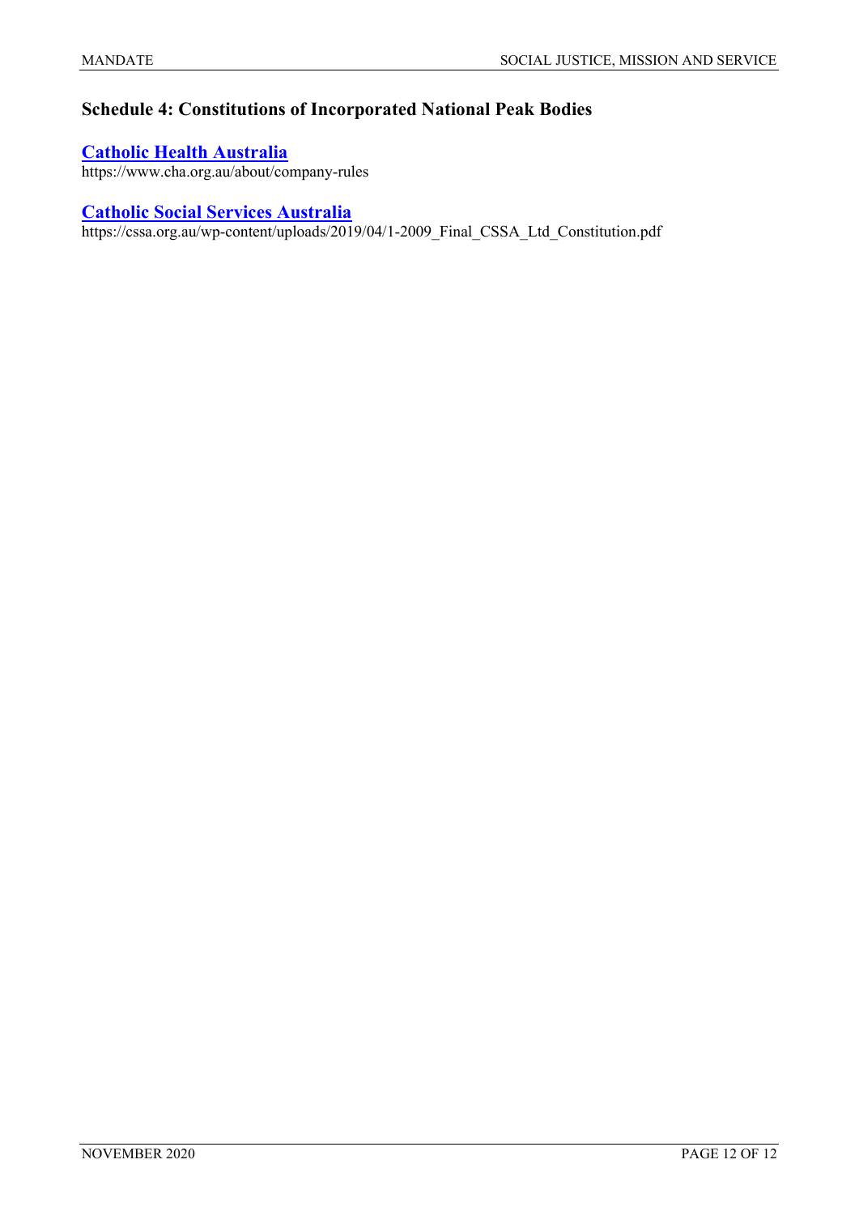## Schedule 4: Constitutions of Incorporated National Peak Bodies

**Catholic Health Australia**
https://www.cha.org.au/about/company-rules

**Catholic Social Services Australia**
https://cssa.org.au/wp-content/uploads/2019/04/1-2009_Final_CSSA_Ltd_Constitution.pdf